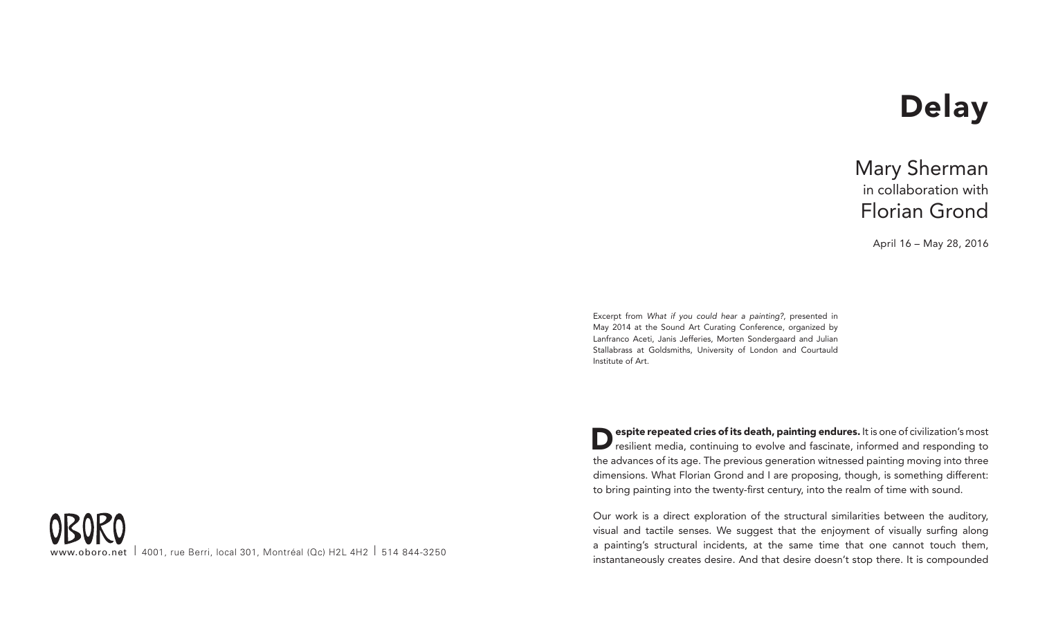# Delay

## Mary Sherman
in collaboration with
## Florian Grond

April 16 – May 28, 2016

Excerpt from *What if you could hear a painting?*, presented in May 2014 at the Sound Art Curating Conference, organized by Lanfranco Aceti, Janis Jefferies, Morten Sondergaard and Julian Stallabrass at Goldsmiths, University of London and Courtauld Institute of Art.

**Despite repeated cries of its death, painting endures.** It is one of civilization's most resilient media, continuing to evolve and fascinate, informed and responding to the advances of its age. The previous generation witnessed painting moving into three dimensions. What Florian Grond and I are proposing, though, is something different: to bring painting into the twenty-first century, into the realm of time with sound.

Our work is a direct exploration of the structural similarities between the auditory, visual and tactile senses. We suggest that the enjoyment of visually surfing along a painting's structural incidents, at the same time that one cannot touch them, instantaneously creates desire. And that desire doesn't stop there. It is compounded

OBORO
www.oboro.net | 4001, rue Berri, local 301, Montréal (Qc) H2L 4H2 | 514 844-3250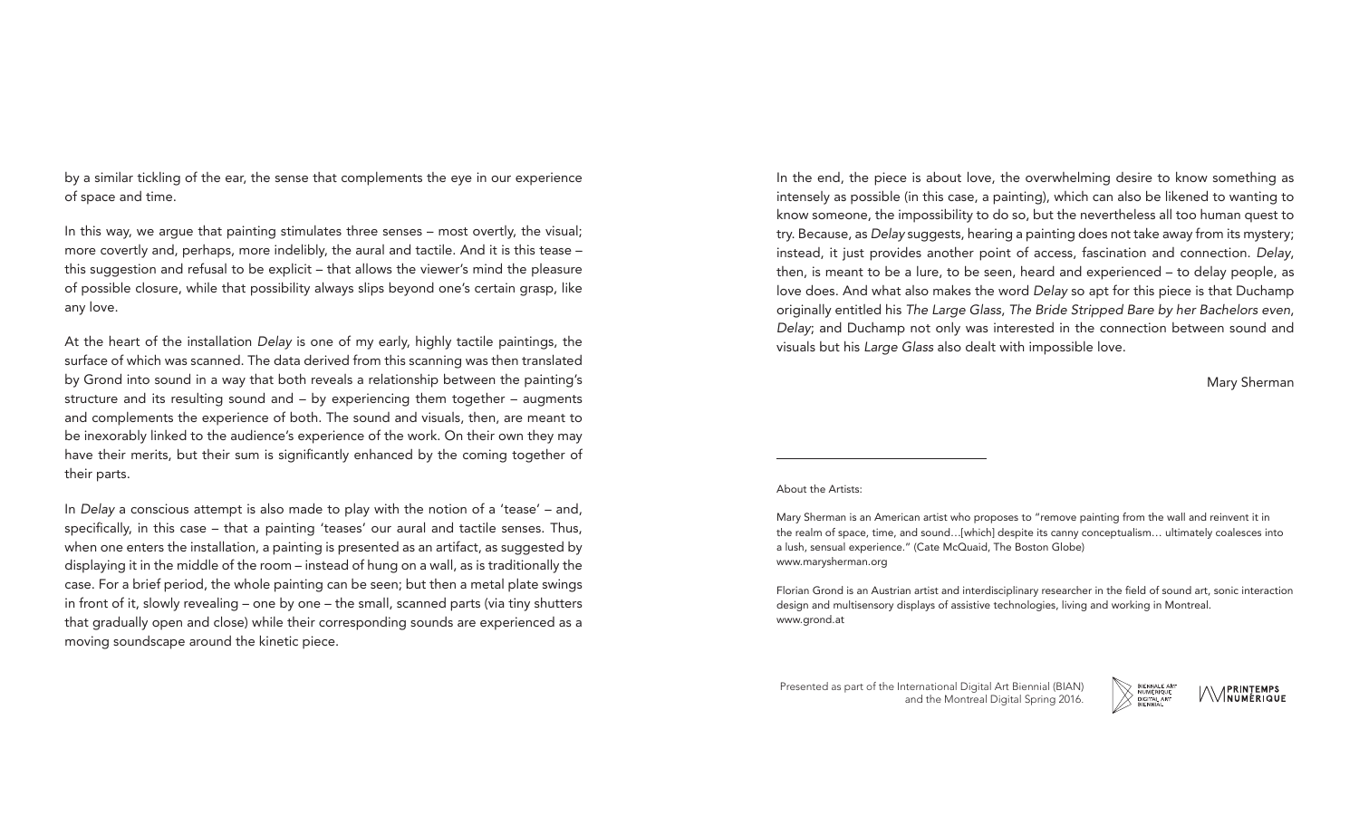by a similar tickling of the ear, the sense that complements the eye in our experience of space and time.

In this way, we argue that painting stimulates three senses – most overtly, the visual; more covertly and, perhaps, more indelibly, the aural and tactile. And it is this tease – this suggestion and refusal to be explicit – that allows the viewer's mind the pleasure of possible closure, while that possibility always slips beyond one's certain grasp, like any love.

At the heart of the installation *Delay* is one of my early, highly tactile paintings, the surface of which was scanned. The data derived from this scanning was then translated by Grond into sound in a way that both reveals a relationship between the painting's structure and its resulting sound and – by experiencing them together – augments and complements the experience of both. The sound and visuals, then, are meant to be inexorably linked to the audience's experience of the work. On their own they may have their merits, but their sum is significantly enhanced by the coming together of their parts.

In *Delay* a conscious attempt is also made to play with the notion of a 'tease' – and, specifically, in this case – that a painting 'teases' our aural and tactile senses. Thus, when one enters the installation, a painting is presented as an artifact, as suggested by displaying it in the middle of the room – instead of hung on a wall, as is traditionally the case. For a brief period, the whole painting can be seen; but then a metal plate swings in front of it, slowly revealing – one by one – the small, scanned parts (via tiny shutters that gradually open and close) while their corresponding sounds are experienced as a moving soundscape around the kinetic piece.

In the end, the piece is about love, the overwhelming desire to know something as intensely as possible (in this case, a painting), which can also be likened to wanting to know someone, the impossibility to do so, but the nevertheless all too human quest to try. Because, as *Delay* suggests, hearing a painting does not take away from its mystery; instead, it just provides another point of access, fascination and connection. *Delay*, then, is meant to be a lure, to be seen, heard and experienced – to delay people, as love does. And what also makes the word *Delay* so apt for this piece is that Duchamp originally entitled his *The Large Glass*, *The Bride Stripped Bare by her Bachelors even*, *Delay*; and Duchamp not only was interested in the connection between sound and visuals but his *Large Glass* also dealt with impossible love.

Mary Sherman

---

About the Artists:

Mary Sherman is an American artist who proposes to "remove painting from the wall and reinvent it in the realm of space, time, and sound…[which] despite its canny conceptualism… ultimately coalesces into a lush, sensual experience." (Cate McQuaid, The Boston Globe)
www.marysherman.org

Florian Grond is an Austrian artist and interdisciplinary researcher in the field of sound art, sonic interaction design and multisensory displays of assistive technologies, living and working in Montreal.
www.grond.at

Presented as part of the International Digital Art Biennial (BIAN) and the Montreal Digital Spring 2016.

BIENNALE ART NUMÉRIQUE DIGITAL ART BIENNIAL

PRINTEMPS NUMÉRIQUE